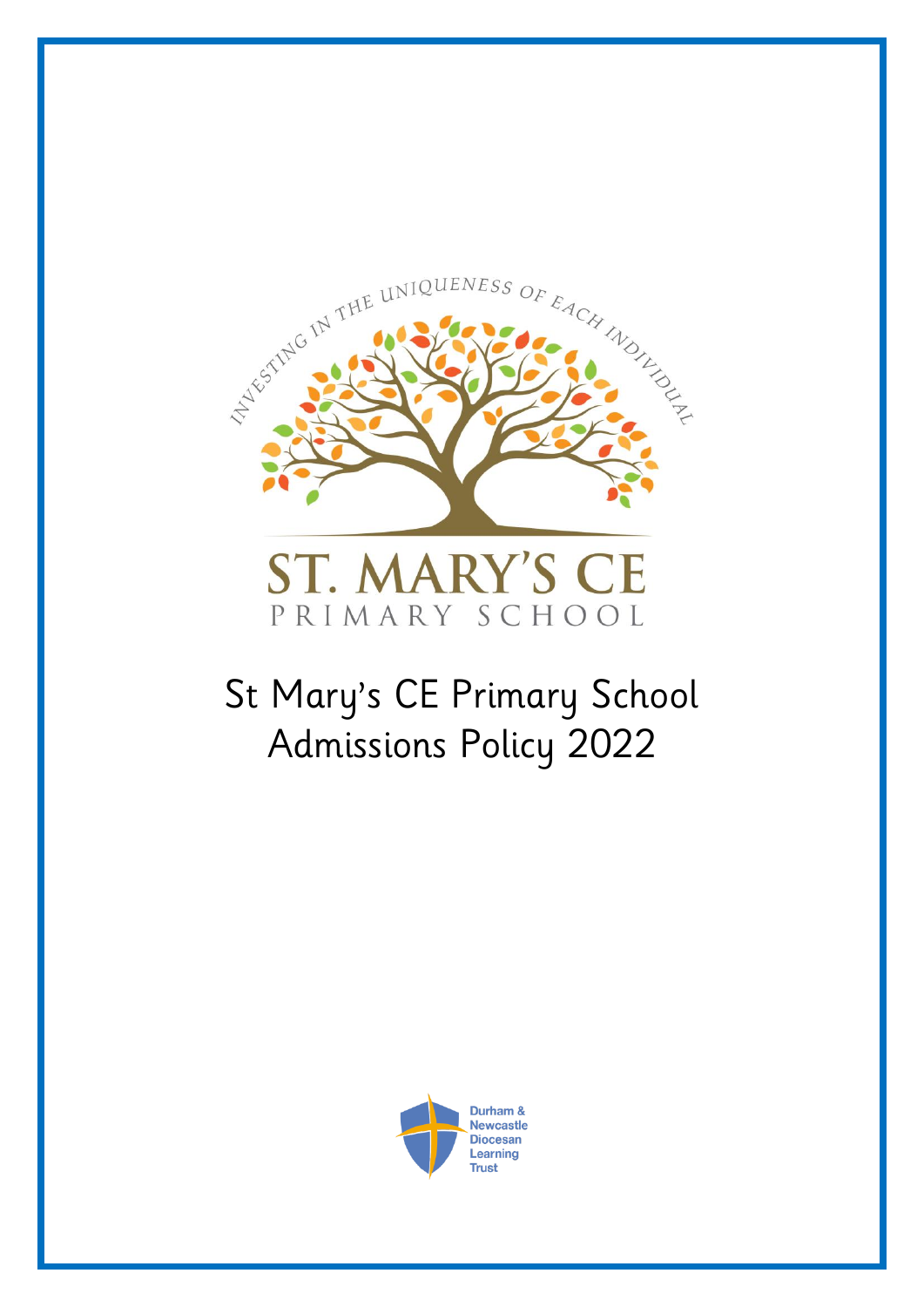INVESTING IN THE UNIQUENESS OF EACH INDIVIDUAL

ST. MARY'S CE

PRIMARY SCHOOL

# St Mary's CE Primary School Admissions Policy 2022

Durham & Newcastle Diocesan Learning Trust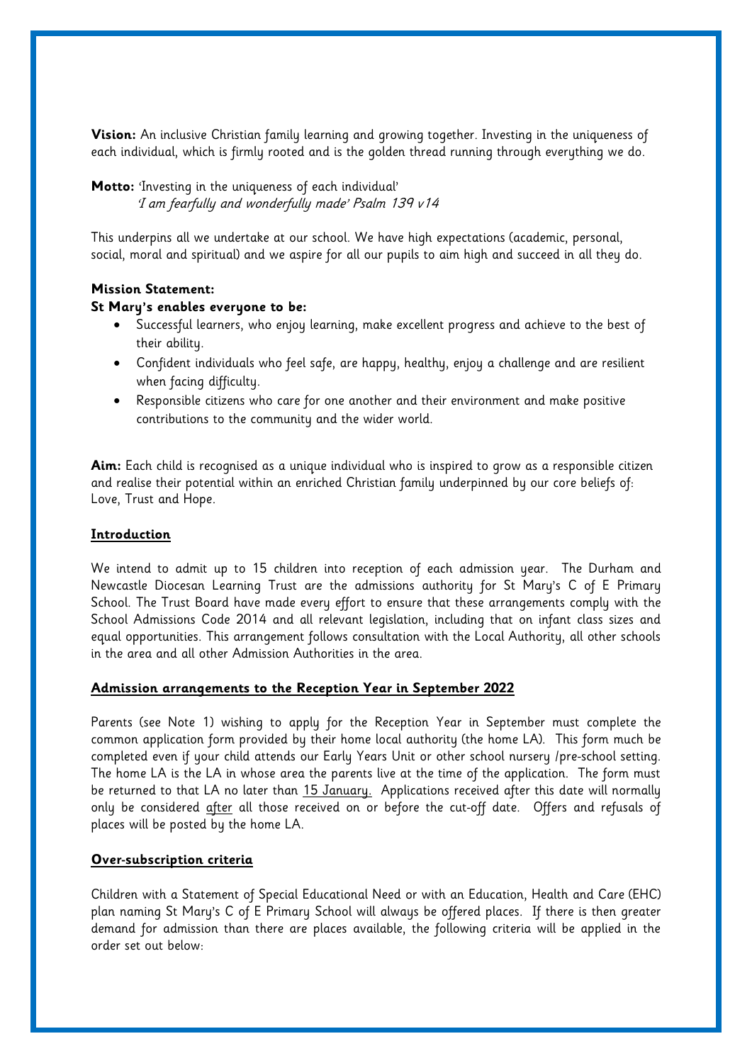**Vision:** An inclusive Christian family learning and growing together. Investing in the uniqueness of each individual, which is firmly rooted and is the golden thread running through everything we do.

**Motto:** 'Investing in the uniqueness of each individual'
*'I am fearfully and wonderfully made' Psalm 139 v14*

This underpins all we undertake at our school. We have high expectations (academic, personal, social, moral and spiritual) and we aspire for all our pupils to aim high and succeed in all they do.

**Mission Statement:**
**St Mary's enables everyone to be:**

- Successful learners, who enjoy learning, make excellent progress and achieve to the best of their ability.
- Confident individuals who feel safe, are happy, healthy, enjoy a challenge and are resilient when facing difficulty.
- Responsible citizens who care for one another and their environment and make positive contributions to the community and the wider world.

**Aim:** Each child is recognised as a unique individual who is inspired to grow as a responsible citizen and realise their potential within an enriched Christian family underpinned by our core beliefs of: Love, Trust and Hope.

## Introduction

We intend to admit up to 15 children into reception of each admission year. The Durham and Newcastle Diocesan Learning Trust are the admissions authority for St Mary's C of E Primary School. The Trust Board have made every effort to ensure that these arrangements comply with the School Admissions Code 2014 and all relevant legislation, including that on infant class sizes and equal opportunities. This arrangement follows consultation with the Local Authority, all other schools in the area and all other Admission Authorities in the area.

## Admission arrangements to the Reception Year in September 2022

Parents (see Note 1) wishing to apply for the Reception Year in September must complete the common application form provided by their home local authority (the home LA). This form much be completed even if your child attends our Early Years Unit or other school nursery /pre-school setting. The home LA is the LA in whose area the parents live at the time of the application. The form must be returned to that LA no later than 15 January. Applications received after this date will normally only be considered after all those received on or before the cut-off date. Offers and refusals of places will be posted by the home LA.

## Over-subscription criteria

Children with a Statement of Special Educational Need or with an Education, Health and Care (EHC) plan naming St Mary's C of E Primary School will always be offered places. If there is then greater demand for admission than there are places available, the following criteria will be applied in the order set out below: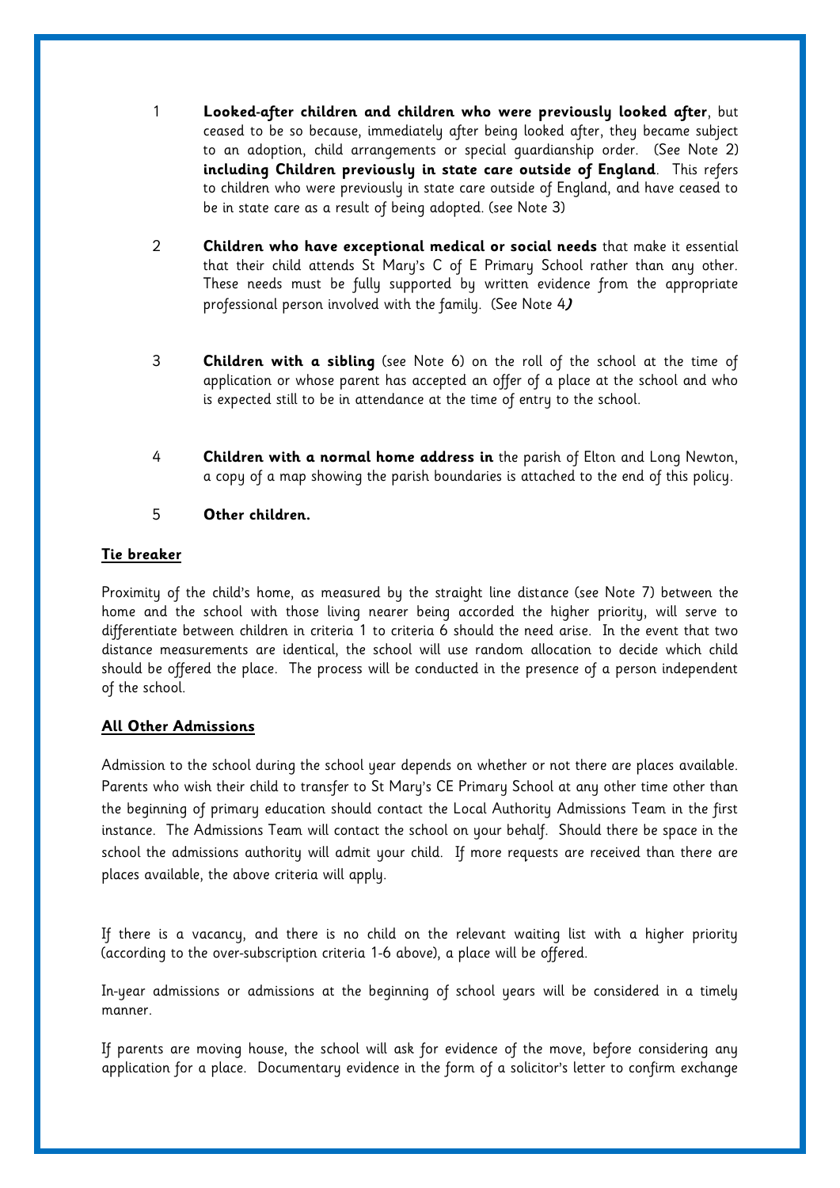1. **Looked-after children and children who were previously looked after**, but ceased to be so because, immediately after being looked after, they became subject to an adoption, child arrangements or special guardianship order. (See Note 2) **including Children previously in state care outside of England**. This refers to children who were previously in state care outside of England, and have ceased to be in state care as a result of being adopted. (see Note 3)

2. **Children who have exceptional medical or social needs** that make it essential that their child attends St Mary's C of E Primary School rather than any other. These needs must be fully supported by written evidence from the appropriate professional person involved with the family. (See Note 4**)**

3. **Children with a sibling** (see Note 6) on the roll of the school at the time of application or whose parent has accepted an offer of a place at the school and who is expected still to be in attendance at the time of entry to the school.

4. **Children with a normal home address in** the parish of Elton and Long Newton, a copy of a map showing the parish boundaries is attached to the end of this policy.

5. **Other children.**

**Tie breaker**

Proximity of the child's home, as measured by the straight line distance (see Note 7) between the home and the school with those living nearer being accorded the higher priority, will serve to differentiate between children in criteria 1 to criteria 6 should the need arise. In the event that two distance measurements are identical, the school will use random allocation to decide which child should be offered the place. The process will be conducted in the presence of a person independent of the school.

**All Other Admissions**

Admission to the school during the school year depends on whether or not there are places available. Parents who wish their child to transfer to St Mary's CE Primary School at any other time other than the beginning of primary education should contact the Local Authority Admissions Team in the first instance. The Admissions Team will contact the school on your behalf. Should there be space in the school the admissions authority will admit your child. If more requests are received than there are places available, the above criteria will apply.

If there is a vacancy, and there is no child on the relevant waiting list with a higher priority (according to the over-subscription criteria 1-6 above), a place will be offered.

In-year admissions or admissions at the beginning of school years will be considered in a timely manner.

If parents are moving house, the school will ask for evidence of the move, before considering any application for a place. Documentary evidence in the form of a solicitor's letter to confirm exchange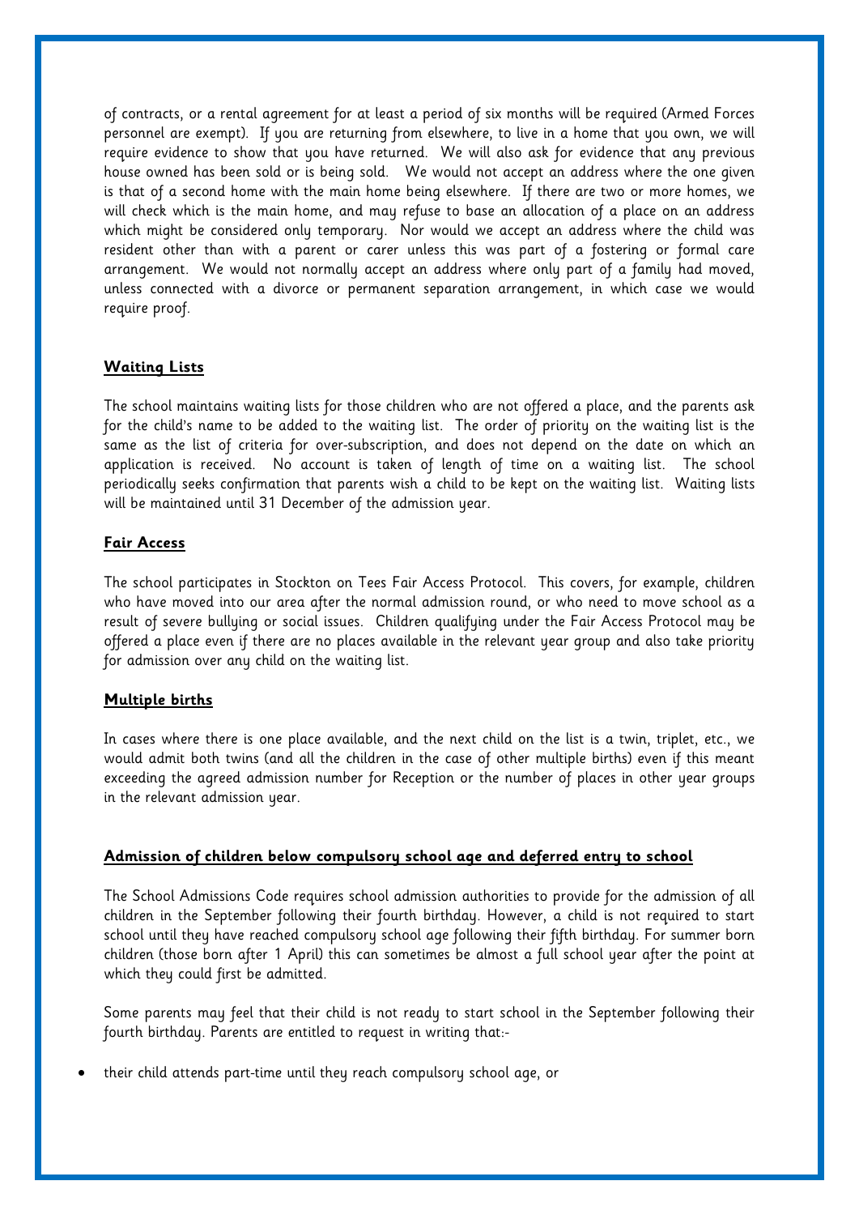of contracts, or a rental agreement for at least a period of six months will be required (Armed Forces personnel are exempt). If you are returning from elsewhere, to live in a home that you own, we will require evidence to show that you have returned. We will also ask for evidence that any previous house owned has been sold or is being sold. We would not accept an address where the one given is that of a second home with the main home being elsewhere. If there are two or more homes, we will check which is the main home, and may refuse to base an allocation of a place on an address which might be considered only temporary. Nor would we accept an address where the child was resident other than with a parent or carer unless this was part of a fostering or formal care arrangement. We would not normally accept an address where only part of a family had moved, unless connected with a divorce or permanent separation arrangement, in which case we would require proof.

## **Waiting Lists**

The school maintains waiting lists for those children who are not offered a place, and the parents ask for the child's name to be added to the waiting list. The order of priority on the waiting list is the same as the list of criteria for over-subscription, and does not depend on the date on which an application is received. No account is taken of length of time on a waiting list. The school periodically seeks confirmation that parents wish a child to be kept on the waiting list. Waiting lists will be maintained until 31 December of the admission year.

## **Fair Access**

The school participates in Stockton on Tees Fair Access Protocol. This covers, for example, children who have moved into our area after the normal admission round, or who need to move school as a result of severe bullying or social issues. Children qualifying under the Fair Access Protocol may be offered a place even if there are no places available in the relevant year group and also take priority for admission over any child on the waiting list.

## **Multiple births**

In cases where there is one place available, and the next child on the list is a twin, triplet, etc., we would admit both twins (and all the children in the case of other multiple births) even if this meant exceeding the agreed admission number for Reception or the number of places in other year groups in the relevant admission year.

## **Admission of children below compulsory school age and deferred entry to school**

The School Admissions Code requires school admission authorities to provide for the admission of all children in the September following their fourth birthday. However, a child is not required to start school until they have reached compulsory school age following their fifth birthday. For summer born children (those born after 1 April) this can sometimes be almost a full school year after the point at which they could first be admitted.

Some parents may feel that their child is not ready to start school in the September following their fourth birthday. Parents are entitled to request in writing that:-

- their child attends part-time until they reach compulsory school age, or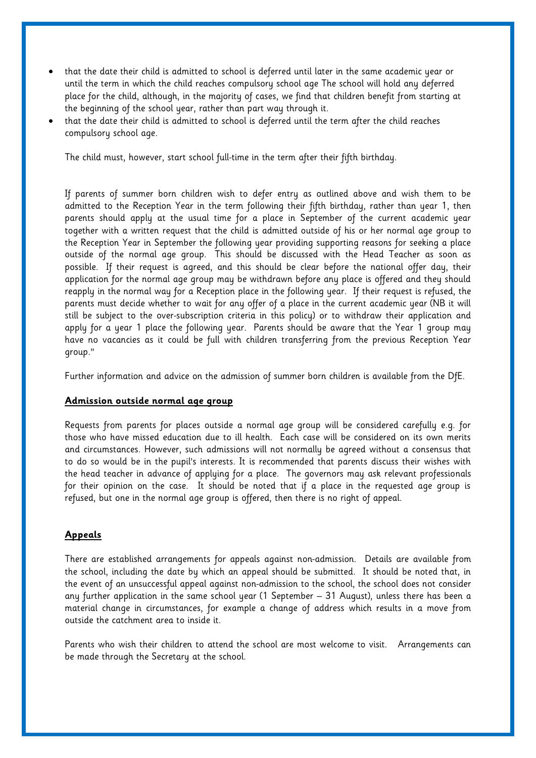- that the date their child is admitted to school is deferred until later in the same academic year or until the term in which the child reaches compulsory school age The school will hold any deferred place for the child, although, in the majority of cases, we find that children benefit from starting at the beginning of the school year, rather than part way through it.
- that the date their child is admitted to school is deferred until the term after the child reaches compulsory school age.

The child must, however, start school full-time in the term after their fifth birthday.

If parents of summer born children wish to defer entry as outlined above and wish them to be admitted to the Reception Year in the term following their fifth birthday, rather than year 1, then parents should apply at the usual time for a place in September of the current academic year together with a written request that the child is admitted outside of his or her normal age group to the Reception Year in September the following year providing supporting reasons for seeking a place outside of the normal age group. This should be discussed with the Head Teacher as soon as possible. If their request is agreed, and this should be clear before the national offer day, their application for the normal age group may be withdrawn before any place is offered and they should reapply in the normal way for a Reception place in the following year. If their request is refused, the parents must decide whether to wait for any offer of a place in the current academic year (NB it will still be subject to the over-subscription criteria in this policy) or to withdraw their application and apply for a year 1 place the following year. Parents should be aware that the Year 1 group may have no vacancies as it could be full with children transferring from the previous Reception Year group."

Further information and advice on the admission of summer born children is available from the DfE.

## Admission outside normal age group

Requests from parents for places outside a normal age group will be considered carefully e.g. for those who have missed education due to ill health. Each case will be considered on its own merits and circumstances. However, such admissions will not normally be agreed without a consensus that to do so would be in the pupil's interests. It is recommended that parents discuss their wishes with the head teacher in advance of applying for a place. The governors may ask relevant professionals for their opinion on the case. It should be noted that if a place in the requested age group is refused, but one in the normal age group is offered, then there is no right of appeal.

## Appeals

There are established arrangements for appeals against non-admission. Details are available from the school, including the date by which an appeal should be submitted. It should be noted that, in the event of an unsuccessful appeal against non-admission to the school, the school does not consider any further application in the same school year (1 September – 31 August), unless there has been a material change in circumstances, for example a change of address which results in a move from outside the catchment area to inside it.

Parents who wish their children to attend the school are most welcome to visit. Arrangements can be made through the Secretary at the school.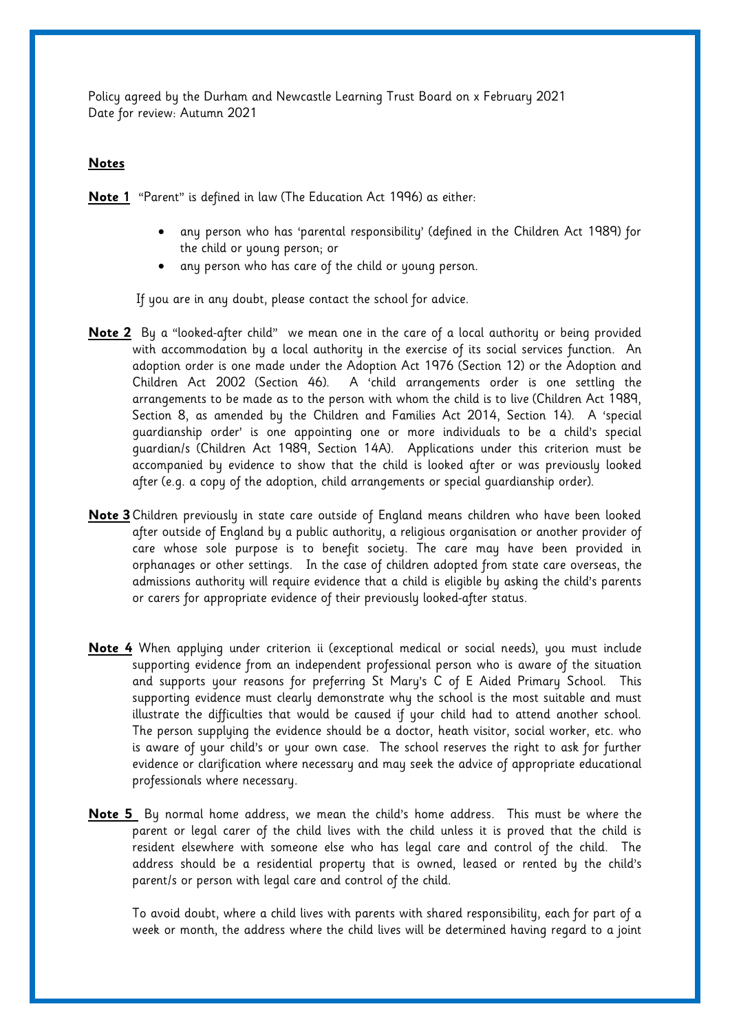Policy agreed by the Durham and Newcastle Learning Trust Board on x February 2021
Date for review: Autumn 2021

**Notes**

**Note 1** "Parent" is defined in law (The Education Act 1996) as either:

- any person who has 'parental responsibility' (defined in the Children Act 1989) for the child or young person; or
- any person who has care of the child or young person.

If you are in any doubt, please contact the school for advice.

**Note 2** By a "looked-after child" we mean one in the care of a local authority or being provided with accommodation by a local authority in the exercise of its social services function. An adoption order is one made under the Adoption Act 1976 (Section 12) or the Adoption and Children Act 2002 (Section 46). A 'child arrangements order is one settling the arrangements to be made as to the person with whom the child is to live (Children Act 1989, Section 8, as amended by the Children and Families Act 2014, Section 14). A 'special guardianship order' is one appointing one or more individuals to be a child's special guardian/s (Children Act 1989, Section 14A). Applications under this criterion must be accompanied by evidence to show that the child is looked after or was previously looked after (e.g. a copy of the adoption, child arrangements or special guardianship order).

**Note 3** Children previously in state care outside of England means children who have been looked after outside of England by a public authority, a religious organisation or another provider of care whose sole purpose is to benefit society. The care may have been provided in orphanages or other settings. In the case of children adopted from state care overseas, the admissions authority will require evidence that a child is eligible by asking the child's parents or carers for appropriate evidence of their previously looked-after status.

**Note 4** When applying under criterion ii (exceptional medical or social needs), you must include supporting evidence from an independent professional person who is aware of the situation and supports your reasons for preferring St Mary's C of E Aided Primary School. This supporting evidence must clearly demonstrate why the school is the most suitable and must illustrate the difficulties that would be caused if your child had to attend another school. The person supplying the evidence should be a doctor, heath visitor, social worker, etc. who is aware of your child's or your own case. The school reserves the right to ask for further evidence or clarification where necessary and may seek the advice of appropriate educational professionals where necessary.

**Note 5** By normal home address, we mean the child's home address. This must be where the parent or legal carer of the child lives with the child unless it is proved that the child is resident elsewhere with someone else who has legal care and control of the child. The address should be a residential property that is owned, leased or rented by the child's parent/s or person with legal care and control of the child.

To avoid doubt, where a child lives with parents with shared responsibility, each for part of a week or month, the address where the child lives will be determined having regard to a joint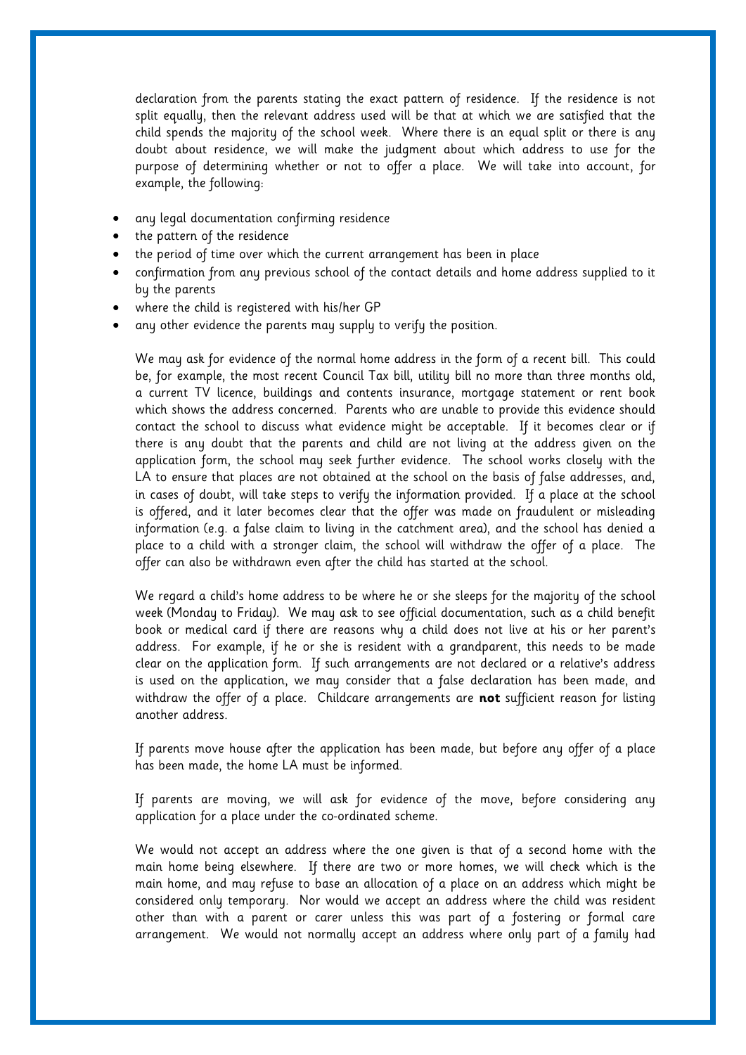declaration from the parents stating the exact pattern of residence. If the residence is not split equally, then the relevant address used will be that at which we are satisfied that the child spends the majority of the school week. Where there is an equal split or there is any doubt about residence, we will make the judgment about which address to use for the purpose of determining whether or not to offer a place. We will take into account, for example, the following:

- any legal documentation confirming residence
- the pattern of the residence
- the period of time over which the current arrangement has been in place
- confirmation from any previous school of the contact details and home address supplied to it by the parents
- where the child is registered with his/her GP
- any other evidence the parents may supply to verify the position.

We may ask for evidence of the normal home address in the form of a recent bill. This could be, for example, the most recent Council Tax bill, utility bill no more than three months old, a current TV licence, buildings and contents insurance, mortgage statement or rent book which shows the address concerned. Parents who are unable to provide this evidence should contact the school to discuss what evidence might be acceptable. If it becomes clear or if there is any doubt that the parents and child are not living at the address given on the application form, the school may seek further evidence. The school works closely with the LA to ensure that places are not obtained at the school on the basis of false addresses, and, in cases of doubt, will take steps to verify the information provided. If a place at the school is offered, and it later becomes clear that the offer was made on fraudulent or misleading information (e.g. a false claim to living in the catchment area), and the school has denied a place to a child with a stronger claim, the school will withdraw the offer of a place. The offer can also be withdrawn even after the child has started at the school.

We regard a child's home address to be where he or she sleeps for the majority of the school week (Monday to Friday). We may ask to see official documentation, such as a child benefit book or medical card if there are reasons why a child does not live at his or her parent's address. For example, if he or she is resident with a grandparent, this needs to be made clear on the application form. If such arrangements are not declared or a relative's address is used on the application, we may consider that a false declaration has been made, and withdraw the offer of a place. Childcare arrangements are **not** sufficient reason for listing another address.

If parents move house after the application has been made, but before any offer of a place has been made, the home LA must be informed.

If parents are moving, we will ask for evidence of the move, before considering any application for a place under the co-ordinated scheme.

We would not accept an address where the one given is that of a second home with the main home being elsewhere. If there are two or more homes, we will check which is the main home, and may refuse to base an allocation of a place on an address which might be considered only temporary. Nor would we accept an address where the child was resident other than with a parent or carer unless this was part of a fostering or formal care arrangement. We would not normally accept an address where only part of a family had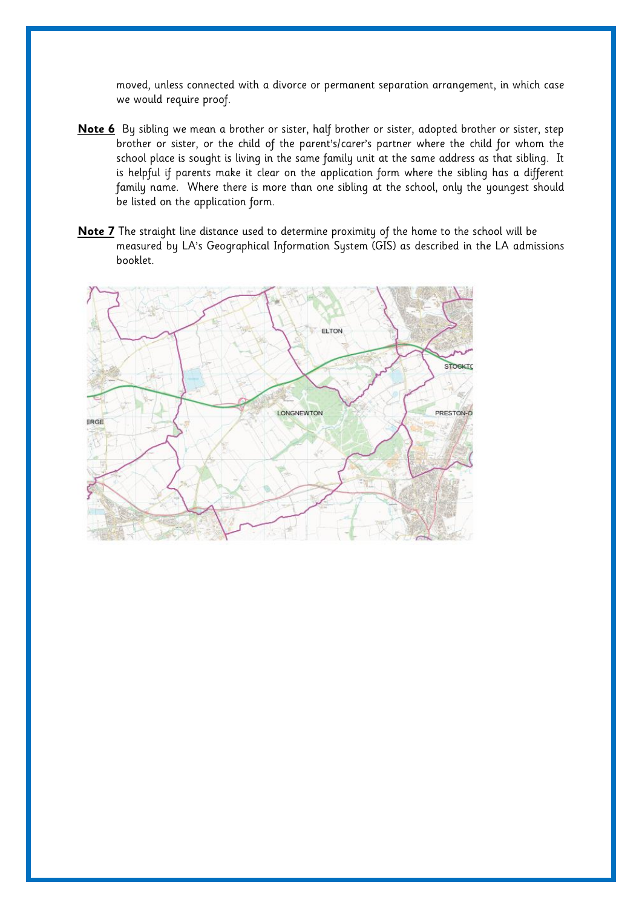moved, unless connected with a divorce or permanent separation arrangement, in which case we would require proof.

**Note 6** By sibling we mean a brother or sister, half brother or sister, adopted brother or sister, step brother or sister, or the child of the parent's/carer's partner where the child for whom the school place is sought is living in the same family unit at the same address as that sibling. It is helpful if parents make it clear on the application form where the sibling has a different family name. Where there is more than one sibling at the school, only the youngest should be listed on the application form.

**Note 7** The straight line distance used to determine proximity of the home to the school will be measured by LA's Geographical Information System (GIS) as described in the LA admissions booklet.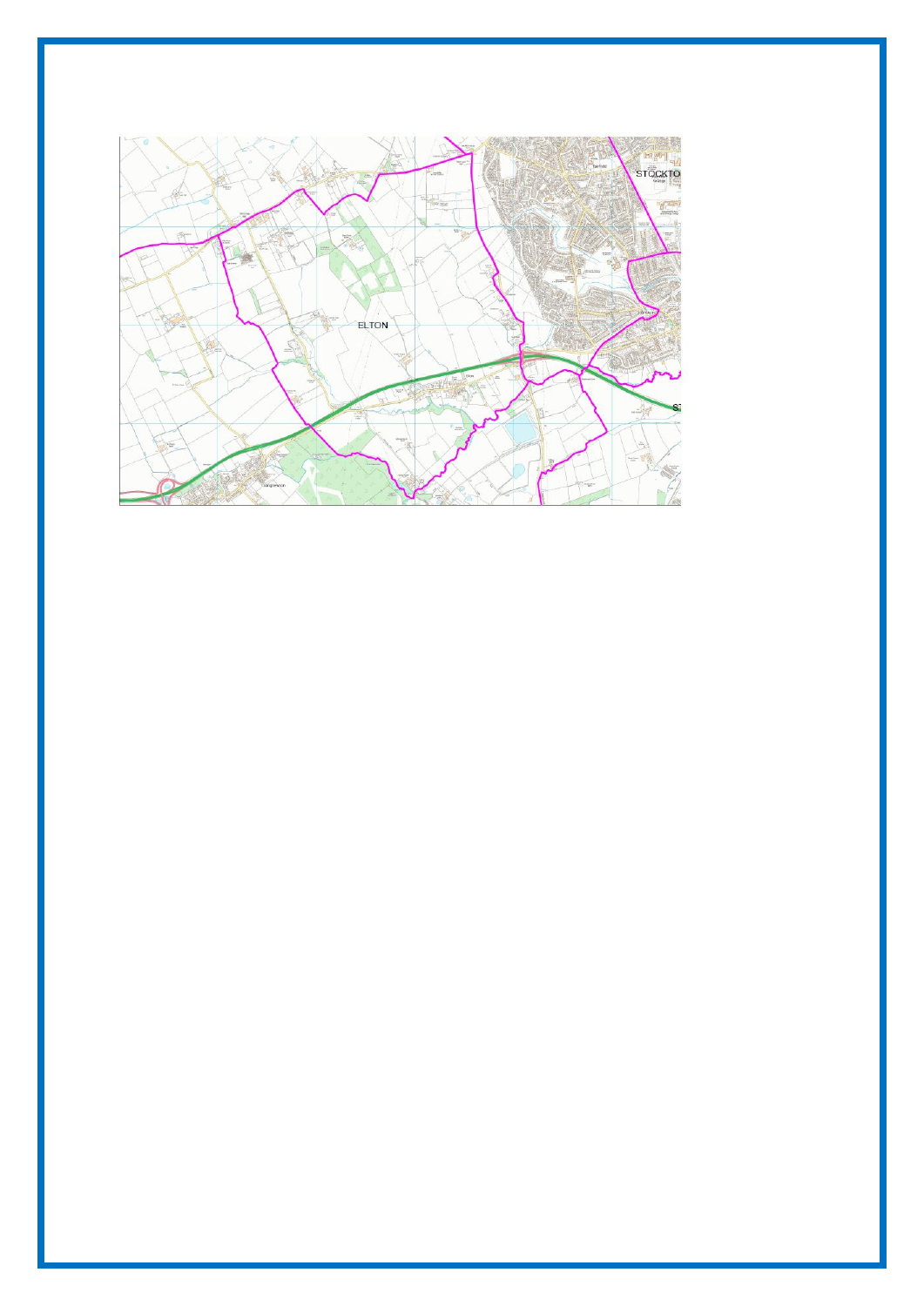ELTON

STOCKTO